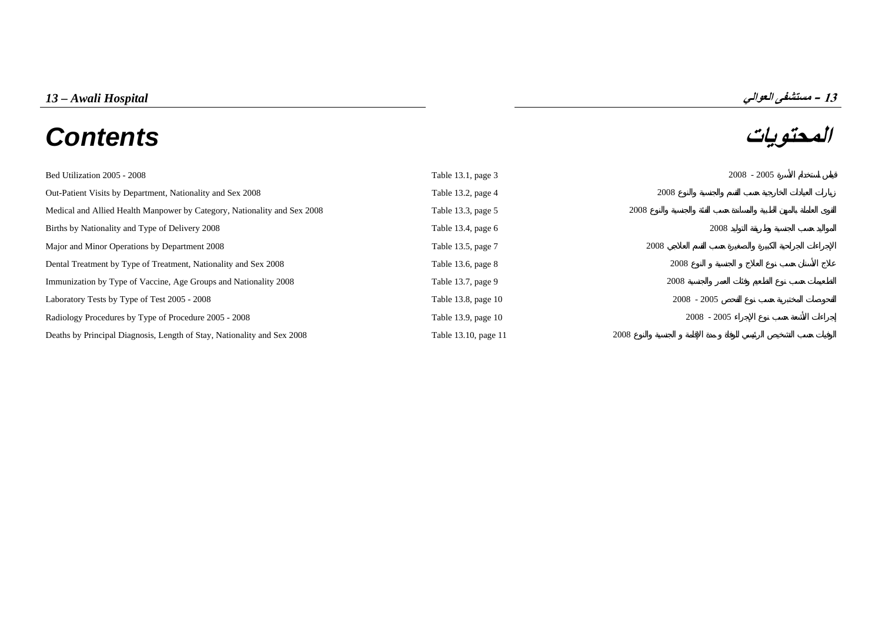# 13 – Awali Hospital

# 13 – مستشفى العوالي

# Contents

# المحتويات

| | | |
|---|---|---|
| Bed Utilization 2005 - 2008 | Table 13.1, page 3 | قياس استخدام الأسرة 2005 - 2008 |
| Out-Patient Visits by Department, Nationality and Sex 2008 | Table 13.2, page 4 | زيارات العيادات الخارجية حسب القسم والجنسية والنوع 2008 |
| Medical and Allied Health Manpower by Category, Nationality and Sex 2008 | Table 13.3, page 5 | القوى العاملة بالمهن الطبية والمساندة حسب الفئة والجنسية والنوع 2008 |
| Births by Nationality and Type of Delivery 2008 | Table 13.4, page 6 | المواليد حسب الجنسية وطريقة التوليد 2008 |
| Major and Minor Operations by Department 2008 | Table 13.5, page 7 | الإجراءات الجراحية الكبيرة والصغيرة حسب القسم العلاجي 2008 |
| Dental Treatment by Type of Treatment, Nationality and Sex 2008 | Table 13.6, page 8 | علاج الأسنان حسب نوع العلاج و الجنسية و النوع 2008 |
| Immunization by Type of Vaccine, Age Groups and Nationality 2008 | Table 13.7, page 9 | التطعيمات حسب نوع التطعيم وفئات العمر والجنسية 2008 |
| Laboratory Tests by Type of Test 2005 - 2008 | Table 13.8, page 10 | الفحوصات المختبرية حسب نوع الفحص 2005 - 2008 |
| Radiology Procedures by Type of Procedure 2005 - 2008 | Table 13.9, page 10 | إجراءات الأشعة حسب نوع الإجراء 2005 - 2008 |
| Deaths by Principal Diagnosis, Length of Stay, Nationality and Sex 2008 | Table 13.10, page 11 | الوفيات حسب التشخيص الرئيسي للوفاة و مدة الإقامة و الجنسية والنوع 2008 |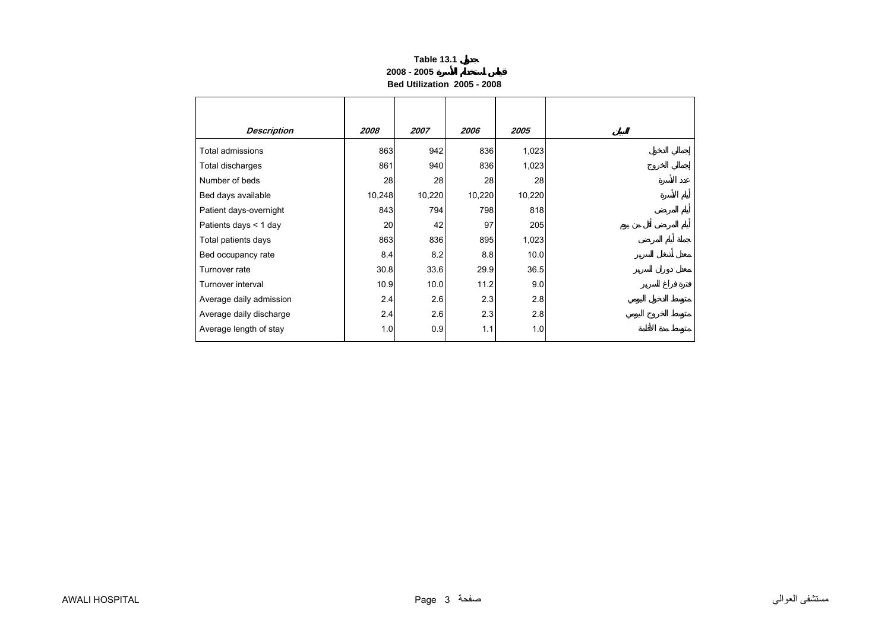**Table 13.1 جدول**

**2008 - 2005 قياس استخدام الأسرة**

**Bed Utilization 2005 - 2008**

| *Description* | *2008* | *2007* | *2006* | *2005* | البيان |
|---|---|---|---|---|---|
| Total admissions | 863 | 942 | 836 | 1,023 | إجمالي الدخول |
| Total discharges | 861 | 940 | 836 | 1,023 | إجمالي الخروج |
| Number of beds | 28 | 28 | 28 | 28 | عدد الأسرة |
| Bed days available | 10,248 | 10,220 | 10,220 | 10,220 | أيام الأسرة |
| Patient days-overnight | 843 | 794 | 798 | 818 | أيام المرضى |
| Patients days < 1 day | 20 | 42 | 97 | 205 | أيام المرضى أقل من يوم |
| Total patients days | 863 | 836 | 895 | 1,023 | جملة أيام المرضى |
| Bed occupancy rate | 8.4 | 8.2 | 8.8 | 10.0 | معدل أشغال السرير |
| Turnover rate | 30.8 | 33.6 | 29.9 | 36.5 | معدل دوران السرير |
| Turnover interval | 10.9 | 10.0 | 11.2 | 9.0 | فترة فراغ السرير |
| Average daily admission | 2.4 | 2.6 | 2.3 | 2.8 | متوسط الدخول اليومي |
| Average daily discharge | 2.4 | 2.6 | 2.3 | 2.8 | متوسط الخروج اليومي |
| Average length of stay | 1.0 | 0.9 | 1.1 | 1.0 | متوسط مدة الأقامة |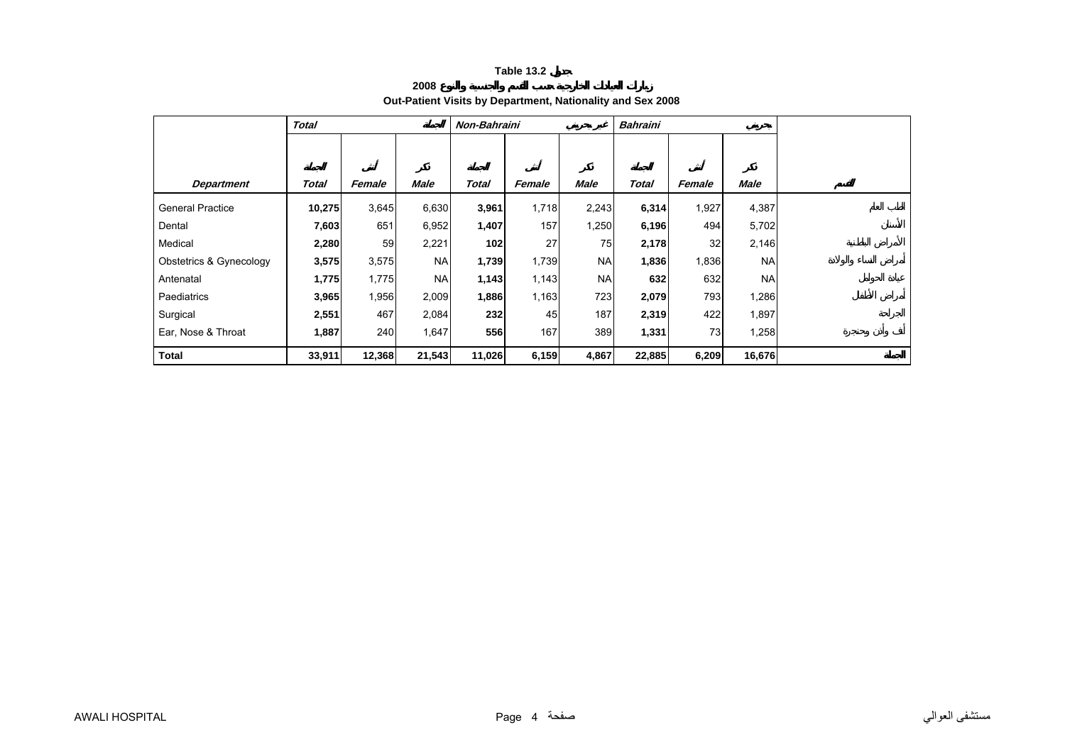**Table 13.2 جدول**

**2008 زيارات العيادات الخارجية حسب القسم والجنسية والنوع**

**Out-Patient Visits by Department, Nationality and Sex 2008**

| | *Total* | | *الجملة* | *Non-Bahraini* | | *غير بحريني* | *Bahraini* | | *بحريني* | |
|---|---|---|---|---|---|---|---|---|---|---|
| ***Department*** | ***Total*** الجملة | ***Female*** أنثى | ***Male*** ذكر | ***Total*** الجملة | ***Female*** أنثى | ***Male*** ذكر | ***Total*** الجملة | ***Female*** أنثى | ***Male*** ذكر | ***القسم*** |
| General Practice | **10,275** | 3,645 | 6,630 | **3,961** | 1,718 | 2,243 | **6,314** | 1,927 | 4,387 | الطب العام |
| Dental | **7,603** | 651 | 6,952 | **1,407** | 157 | 1,250 | **6,196** | 494 | 5,702 | الأسنان |
| Medical | **2,280** | 59 | 2,221 | **102** | 27 | 75 | **2,178** | 32 | 2,146 | الأمراض الباطنية |
| Obstetrics & Gynecology | **3,575** | 3,575 | NA | **1,739** | 1,739 | NA | **1,836** | 1,836 | NA | أمراض النساء والولادة |
| Antenatal | **1,775** | 1,775 | NA | **1,143** | 1,143 | NA | **632** | 632 | NA | عيادة الحوامل |
| Paediatrics | **3,965** | 1,956 | 2,009 | **1,886** | 1,163 | 723 | **2,079** | 793 | 1,286 | أمراض الأطفال |
| Surgical | **2,551** | 467 | 2,084 | **232** | 45 | 187 | **2,319** | 422 | 1,897 | الجراحة |
| Ear, Nose & Throat | **1,887** | 240 | 1,647 | **556** | 167 | 389 | **1,331** | 73 | 1,258 | أنف وأذن وحنجرة |
| **Total** | **33,911** | **12,368** | **21,543** | **11,026** | **6,159** | **4,867** | **22,885** | **6,209** | **16,676** | **الجملة** |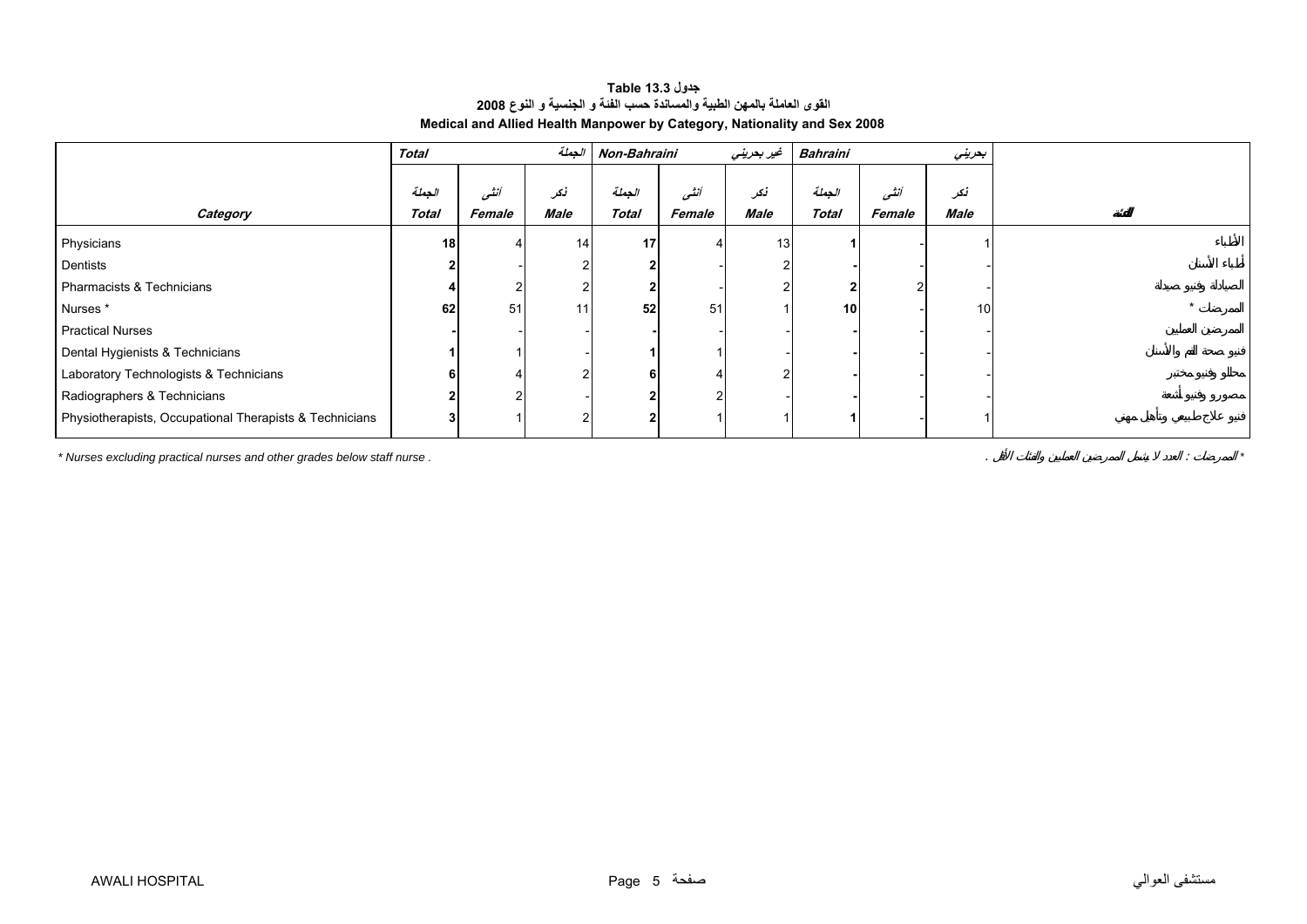**Table 13.3 جدول**

**القوى العاملة بالمهن الطبية والمساندة حسب الفئة و الجنسية و النوع 2008**

**Medical and Allied Health Manpower by Category, Nationality and Sex 2008**

| | Total | | الجملة | Non-Bahraini | | غير بحريني | Bahraini | | بحريني | |
|---|---|---|---|---|---|---|---|---|---|---|
| **Category** | الجملة **Total** | أنثى **Female** | ذكر **Male** | الجملة **Total** | أنثى **Female** | ذكر **Male** | الجملة **Total** | أنثى **Female** | ذكر **Male** | **الفئة** |
| Physicians | **18** | 4 | 14 | **17** | 4 | 13 | **1** | - | 1 | الأطباء |
| Dentists | **2** | - | 2 | **2** | - | 2 | **-** | - | - | أطباء الأسنان |
| Pharmacists & Technicians | **4** | 2 | 2 | **2** | - | 2 | **2** | 2 | - | الصيادلة وفنيو صيدلة |
| Nurses * | **62** | 51 | 11 | **52** | 51 | 1 | **10** | - | 10 | الممرضات * |
| Practical Nurses | **-** | - | - | **-** | - | - | **-** | - | - | الممرضين العمليين |
| Dental Hygienists & Technicians | **1** | 1 | - | **1** | 1 | - | **-** | - | - | فنيو صحة الفم والأسنان |
| Laboratory Technologists & Technicians | **6** | 4 | 2 | **6** | 4 | 2 | **-** | - | - | محللو وفنيو مختبر |
| Radiographers & Technicians | **2** | 2 | - | **2** | 2 | - | **-** | - | - | مصورو وفنيو أشعة |
| Physiotherapists, Occupational Therapists & Technicians | **3** | 1 | 2 | **2** | 1 | 1 | **1** | - | 1 | فنيو علاج طبيعي وتأهيل مهني |

* Nurses excluding practical nurses and other grades below staff nurse .

* الممرضات : العدد لا يشمل الممرضين العمليين والفئات الأقل .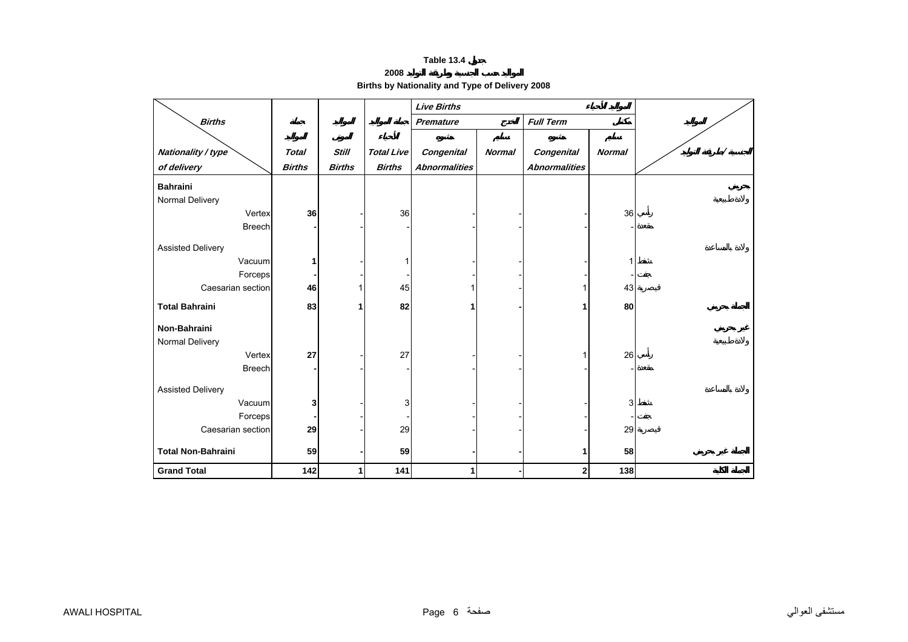**Table 13.4 جدول**

**المواليد حسب الجنسية وطريقة التوليد 2008**

**Births by Nationality and Type of Delivery 2008**

| Births / Nationality / type of delivery | Total Births جملة المواليد | Still Births المواليد الموتى | Total Live Births جملة المواليد الأحياء | Live Births المواليد الأحياء — Premature الخدج — Congenital Abnormalities مشوه | Premature — Normal سليم | Full Term مكتمل — Congenital Abnormalities مشوه | Full Term — Normal سليم | المواليد / الجنسية / طريقة التوليد |
|---|---|---|---|---|---|---|---|---|
| **Bahraini** | | | | | | | | **بحريني** |
| Normal Delivery | | | | | | | | ولادة طبيعية |
| Vertex | **36** | - | 36 | - | - | - | 36 | رأسي |
| Breech | **-** | - | - | - | - | - | - | مقعدة |
| Assisted Delivery | | | | | | | | ولادة بالمساعدة |
| Vacuum | **1** | - | 1 | - | - | - | 1 | شفط |
| Forceps | **-** | - | - | - | - | - | - | جفت |
| Caesarian section | **46** | 1 | 45 | 1 | - | 1 | 43 | قيصرية |
| **Total Bahraini** | **83** | **1** | **82** | **1** | **-** | **1** | **80** | **الجملة بحريني** |
| **Non-Bahraini** | | | | | | | | **غير بحريني** |
| Normal Delivery | | | | | | | | ولادة طبيعية |
| Vertex | **27** | - | 27 | - | - | 1 | 26 | رأسي |
| Breech | **-** | - | - | - | - | - | - | مقعدة |
| Assisted Delivery | | | | | | | | ولادة بالمساعدة |
| Vacuum | **3** | - | 3 | - | - | - | 3 | شفط |
| Forceps | **-** | - | - | - | - | - | - | جفت |
| Caesarian section | **29** | - | 29 | - | - | - | 29 | قيصرية |
| **Total Non-Bahraini** | **59** | **-** | **59** | **-** | **-** | **1** | **58** | **الجملة غير بحريني** |
| **Grand Total** | **142** | **1** | **141** | **1** | **-** | **2** | **138** | **الجملة الكلية** |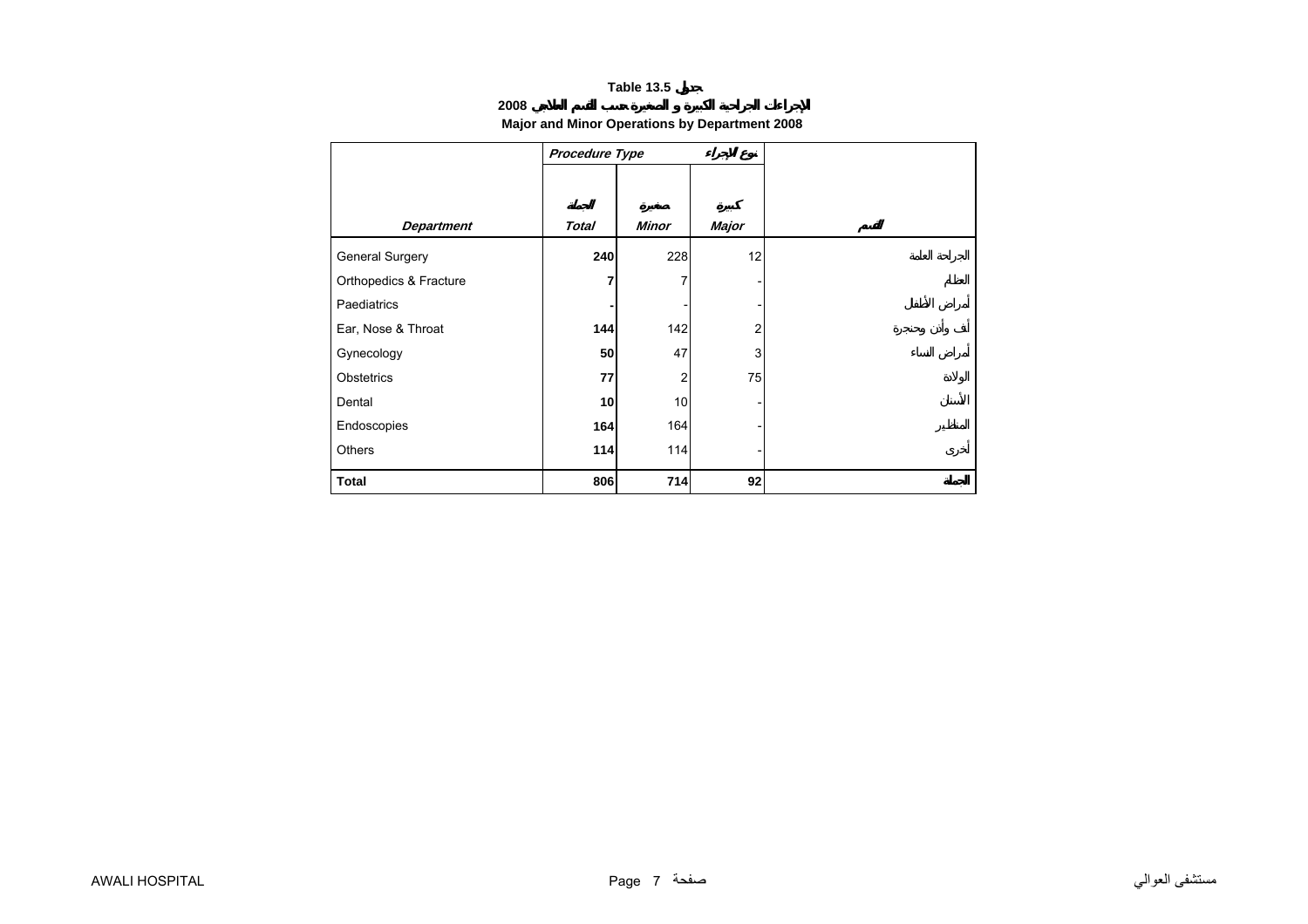**Table 13.5 جدول**

**الإجراءات الجراحية الكبيرة و الصغيرة حسب القسم العلاجي 2008**

**Major and Minor Operations by Department 2008**

| | Procedure Type | | نوع الإجراء | |
|---|---|---|---|---|
| | الجملة | صغيرة | كبيرة | |
| *Department* | *Total* | *Minor* | *Major* | القسم |
| General Surgery | **240** | 228 | 12 | الجراحة العامة |
| Orthopedics & Fracture | **7** | 7 | - | العظام |
| Paediatrics | **-** | - | - | أمراض الأطفال |
| Ear, Nose & Throat | **144** | 142 | 2 | أنف وأذن وحنجرة |
| Gynecology | **50** | 47 | 3 | أمراض النساء |
| Obstetrics | **77** | 2 | 75 | الولادة |
| Dental | **10** | 10 | - | الأسنان |
| Endoscopies | **164** | 164 | - | المناظير |
| Others | **114** | 114 | - | أخرى |
| **Total** | **806** | **714** | **92** | **الجملة** |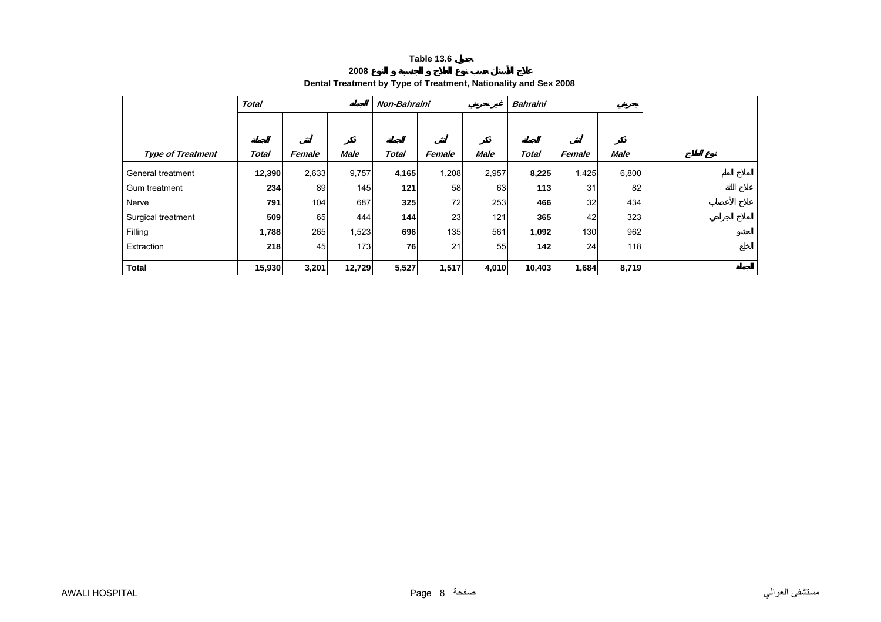**Table 13.6 جدول**

**علاج الأسنان حسب نوع العلاج و الجنسية و النوع 2008**

**Dental Treatment by Type of Treatment, Nationality and Sex 2008**

| | *Total* | | الجملة | *Non-Bahraini* | | غير بحريني | *Bahraini* | | بحريني | |
|---|---|---|---|---|---|---|---|---|---|---|
| | الجملة | أنثى | ذكر | الجملة | أنثى | ذكر | الجملة | أنثى | ذكر | |
| ***Type of Treatment*** | ***Total*** | ***Female*** | ***Male*** | ***Total*** | ***Female*** | ***Male*** | ***Total*** | ***Female*** | ***Male*** | نوع العلاج |
| General treatment | **12,390** | 2,633 | 9,757 | **4,165** | 1,208 | 2,957 | **8,225** | 1,425 | 6,800 | العلاج العام |
| Gum treatment | **234** | 89 | 145 | **121** | 58 | 63 | **113** | 31 | 82 | علاج اللثة |
| Nerve | **791** | 104 | 687 | **325** | 72 | 253 | **466** | 32 | 434 | علاج الأعصاب |
| Surgical treatment | **509** | 65 | 444 | **144** | 23 | 121 | **365** | 42 | 323 | العلاج الجراحي |
| Filling | **1,788** | 265 | 1,523 | **696** | 135 | 561 | **1,092** | 130 | 962 | الحشو |
| Extraction | **218** | 45 | 173 | **76** | 21 | 55 | **142** | 24 | 118 | الخلع |
| **Total** | **15,930** | **3,201** | **12,729** | **5,527** | **1,517** | **4,010** | **10,403** | **1,684** | **8,719** | الجملة |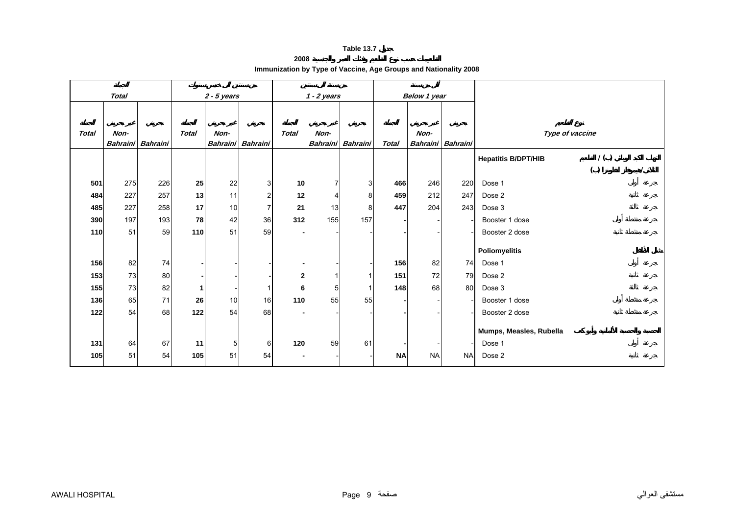**Table 13.7 جدول**

**التطعيمات حسب نوع التطعيم وفئات العمر والجنسية 2008**

**Immunization by Type of Vaccine, Age Groups and Nationality 2008**

| الجملة Total | | | من سنتين إلى خمس سنوات 2 - 5 years | | | من سنة إلى سنتين 1 - 2 years | | | أقل من سنة Below 1 year | | | |
|---|---|---|---|---|---|---|---|---|---|---|---|---|
| الجملة Total | غير بحريني Non-Bahraini | بحريني Bahraini | الجملة Total | غير بحريني Non-Bahraini | بحريني Bahraini | الجملة Total | غير بحريني Non-Bahraini | بحريني Bahraini | الجملة Total | غير بحريني Non-Bahraini | بحريني Bahraini | نوع التطعيم Type of vaccine |
| | | | | | | | | | | | | **Hepatitis B/DPT/HIB** التهاب الكبد الوبائي (ب) / التطعيم الثلاثي/هيموفيلز انفلونزا (ب) |
| **501** | 275 | 226 | **25** | 22 | 3 | **10** | 7 | 3 | **466** | 246 | 220 | Dose 1 جرعة أولى |
| **484** | 227 | 257 | **13** | 11 | 2 | **12** | 4 | 8 | **459** | 212 | 247 | Dose 2 جرعة ثانية |
| **485** | 227 | 258 | **17** | 10 | 7 | **21** | 13 | 8 | **447** | 204 | 243 | Dose 3 جرعة ثالثة |
| **390** | 197 | 193 | **78** | 42 | 36 | **312** | 155 | 157 | **-** | - | - | Booster 1 dose جرعة منشطة أولى |
| **110** | 51 | 59 | **110** | 51 | 59 | **-** | - | - | **-** | - | - | Booster 2 dose جرعة منشطة ثانية |
| | | | | | | | | | | | | **Poliomyelitis** شلل الأطفال |
| **156** | 82 | 74 | **-** | - | - | **-** | - | - | **156** | 82 | 74 | Dose 1 جرعة أولى |
| **153** | 73 | 80 | **-** | - | - | **2** | 1 | 1 | **151** | 72 | 79 | Dose 2 جرعة ثانية |
| **155** | 73 | 82 | **1** | - | 1 | **6** | 5 | 1 | **148** | 68 | 80 | Dose 3 جرعة ثالثة |
| **136** | 65 | 71 | **26** | 10 | 16 | **110** | 55 | 55 | **-** | - | - | Booster 1 dose جرعة منشطة أولى |
| **122** | 54 | 68 | **122** | 54 | 68 | **-** | - | - | **-** | - | - | Booster 2 dose جرعة منشطة ثانية |
| | | | | | | | | | | | | **Mumps, Measles, Rubella** الحصبة والحصبة الألمانية وأبو كعب |
| **131** | 64 | 67 | **11** | 5 | 6 | **120** | 59 | 61 | **-** | - | - | Dose 1 جرعة أولى |
| **105** | 51 | 54 | **105** | 51 | 54 | **-** | - | - | **NA** | NA | NA | Dose 2 جرعة ثانية |

AWALI HOSPITAL مستشفى العوالي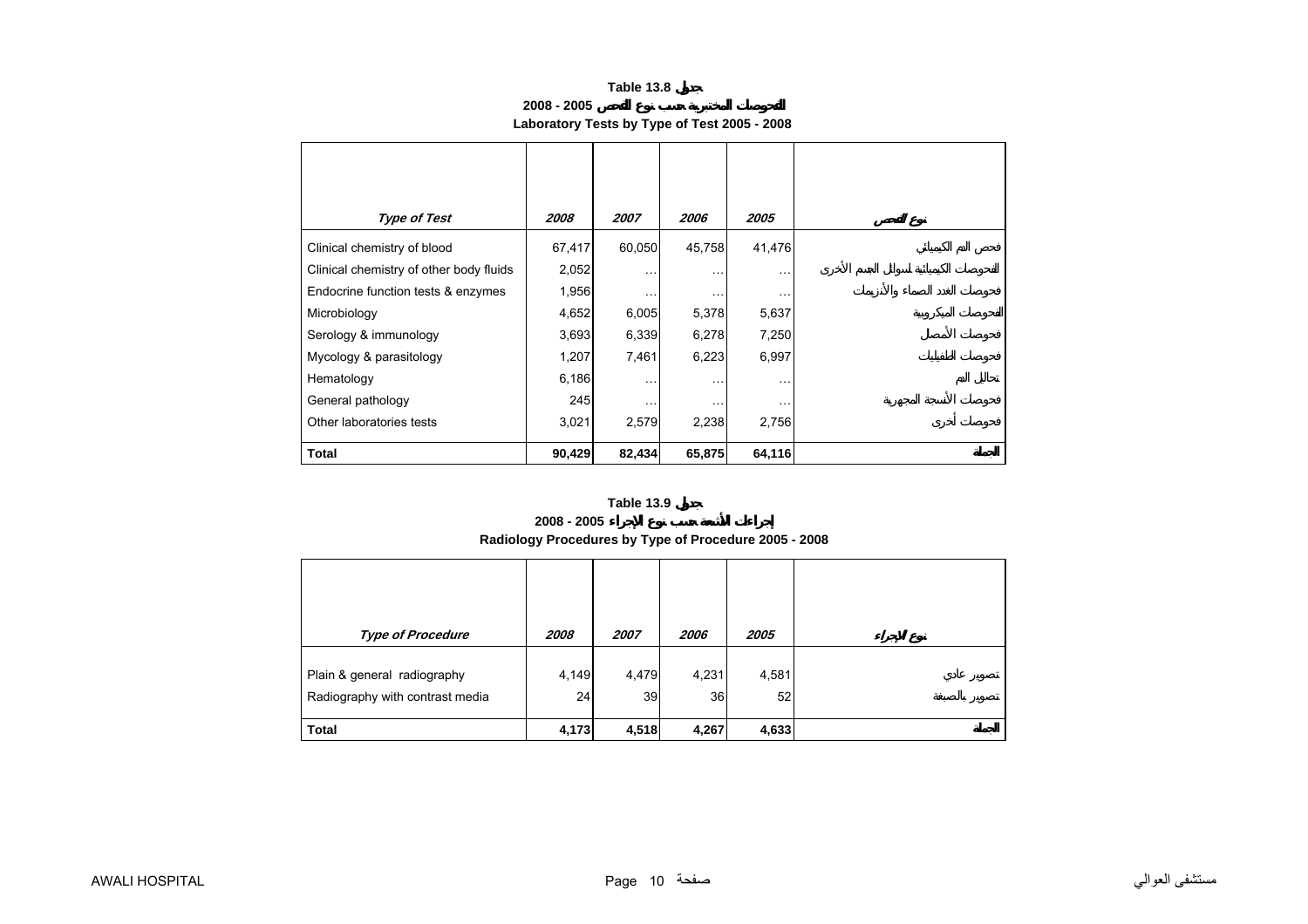## Table 13.8 جدول
## الفحوصات المختبرية حسب نوع الفحص 2005 - 2008
## Laboratory Tests by Type of Test 2005 - 2008

| *Type of Test* | *2008* | *2007* | *2006* | *2005* | نوع الفحص |
|---|---|---|---|---|---|
| Clinical chemistry of blood | 67,417 | 60,050 | 45,758 | 41,476 | فحص الدم الكيميائي |
| Clinical chemistry of other body fluids | 2,052 | … | … | … | الفحوصات الكيميائية لسوائل الجسم الأخرى |
| Endocrine function tests & enzymes | 1,956 | … | … | … | فحوصات الغدد الصماء والأنزيمات |
| Microbiology | 4,652 | 6,005 | 5,378 | 5,637 | الفحوصات الميكروبية |
| Serology & immunology | 3,693 | 6,339 | 6,278 | 7,250 | فحوصات الأمصال |
| Mycology & parasitology | 1,207 | 7,461 | 6,223 | 6,997 | فحوصات الطفيليات |
| Hematology | 6,186 | … | … | … | تحاليل الدم |
| General pathology | 245 | … | … | … | فحوصات الأنسجة المجهرية |
| Other laboratories tests | 3,021 | 2,579 | 2,238 | 2,756 | فحوصات أخرى |
| **Total** | **90,429** | **82,434** | **65,875** | **64,116** | **الجملة** |

## Table 13.9 جدول
## إجراءات الأشعة حسب نوع الإجراء 2005 - 2008
## Radiology Procedures by Type of Procedure 2005 - 2008

| *Type of Procedure* | *2008* | *2007* | *2006* | *2005* | نوع الإجراء |
|---|---|---|---|---|---|
| Plain & general radiography | 4,149 | 4,479 | 4,231 | 4,581 | تصوير عادي |
| Radiography with contrast media | 24 | 39 | 36 | 52 | تصوير بالصبغة |
| **Total** | **4,173** | **4,518** | **4,267** | **4,633** | **الجملة** |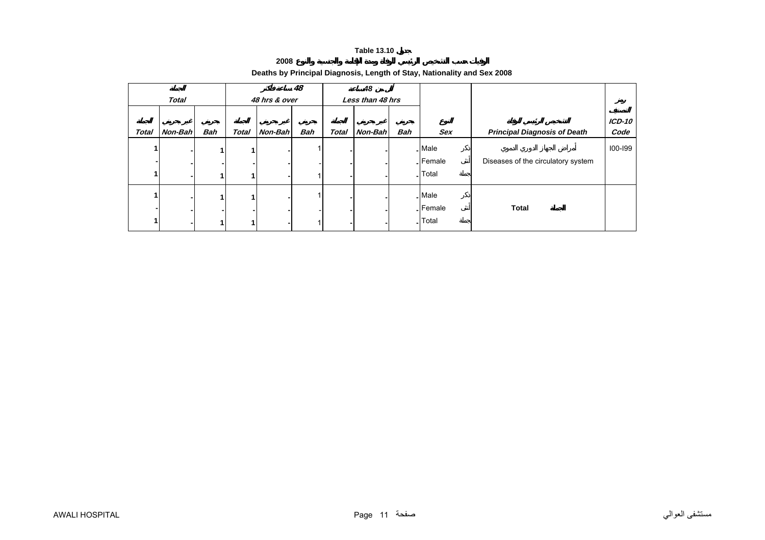# Table 13.10 جدول

## الوفيات حسب التشخيص الرئيسي للوفاة ومدة الإقامة والجنسية والنوع 2008

## Deaths by Principal Diagnosis, Length of Stay, Nationality and Sex 2008

| الجملة Total | | | 48 ساعة فأكثر 48 hrs & over | | | أقل من 48 ساعة Less than 48 hrs | | | | | |
|---|---|---|---|---|---|---|---|---|---|---|---|
| الجملة Total | غير بحريني Non-Bah | بحريني Bah | الجملة Total | غير بحريني Non-Bah | بحريني Bah | الجملة Total | غير بحريني Non-Bah | بحريني Bah | النوع Sex | التشخيص الرئيسي للوفاة Principal Diagnosis of Death | رمز التصنيف ICD-10 Code |
| 1 | - | 1 | 1 | - | 1 | - | - | - | Male ذكر | أمراض الجهاز الدوري الدموي Diseases of the circulatory system | I00-I99 |
| - | - | - | - | - | - | - | - | - | Female أنثى | | |
| 1 | - | 1 | 1 | - | 1 | - | - | - | Total جملة | | |
| 1 | - | 1 | 1 | - | 1 | - | - | - | Male ذكر | Total الجملة | |
| - | - | - | - | - | - | - | - | - | Female أنثى | | |
| 1 | - | 1 | 1 | - | 1 | - | - | - | Total جملة | | |

AWALI HOSPITAL مستشفى العوالي